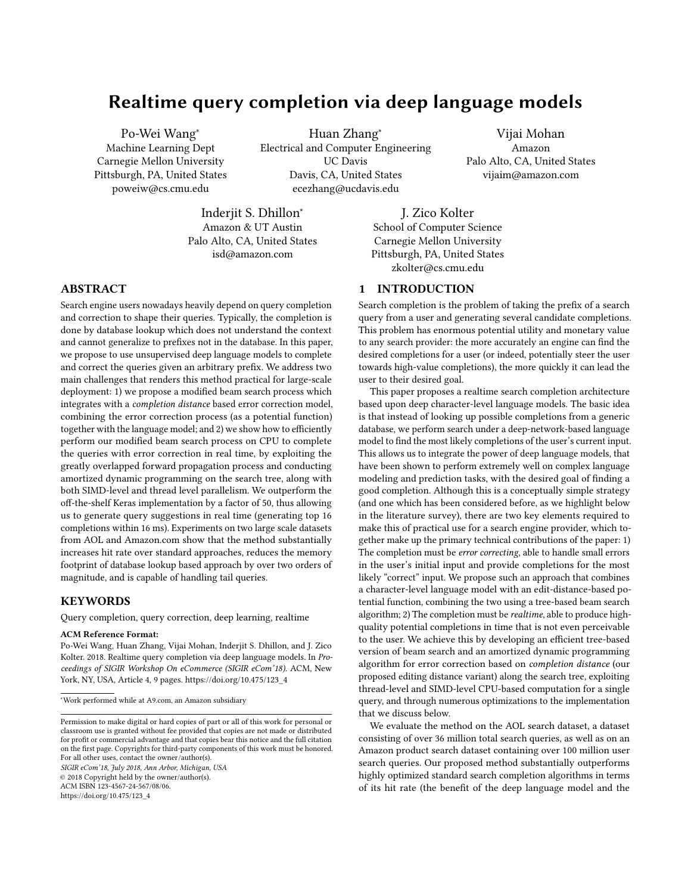# Realtime query completion via deep language models

Po-Wei Wang*
Machine Learning Dept
Carnegie Mellon University
Pittsburgh, PA, United States
poweiw@cs.cmu.edu

Huan Zhang*
Electrical and Computer Engineering
UC Davis
Davis, CA, United States
ecezhang@ucdavis.edu

Vijai Mohan
Amazon
Palo Alto, CA, United States
vijaim@amazon.com

Inderjit S. Dhillon*
Amazon & UT Austin
Palo Alto, CA, United States
isd@amazon.com

J. Zico Kolter
School of Computer Science
Carnegie Mellon University
Pittsburgh, PA, United States
zkolter@cs.cmu.edu

## ABSTRACT

Search engine users nowadays heavily depend on query completion and correction to shape their queries. Typically, the completion is done by database lookup which does not understand the context and cannot generalize to prefixes not in the database. In this paper, we propose to use unsupervised deep language models to complete and correct the queries given an arbitrary prefix. We address two main challenges that renders this method practical for large-scale deployment: 1) we propose a modified beam search process which integrates with a *completion distance* based error correction model, combining the error correction process (as a potential function) together with the language model; and 2) we show how to efficiently perform our modified beam search process on CPU to complete the queries with error correction in real time, by exploiting the greatly overlapped forward propagation process and conducting amortized dynamic programming on the search tree, along with both SIMD-level and thread level parallelism. We outperform the off-the-shelf Keras implementation by a factor of 50, thus allowing us to generate query suggestions in real time (generating top 16 completions within 16 ms). Experiments on two large scale datasets from AOL and Amazon.com show that the method substantially increases hit rate over standard approaches, reduces the memory footprint of database lookup based approach by over two orders of magnitude, and is capable of handling tail queries.

## KEYWORDS

Query completion, query correction, deep learning, realtime

**ACM Reference Format:**
Po-Wei Wang, Huan Zhang, Vijai Mohan, Inderjit S. Dhillon, and J. Zico Kolter. 2018. Realtime query completion via deep language models. In *Proceedings of SIGIR Workshop On eCommerce (SIGIR eCom'18).* ACM, New York, NY, USA, Article 4, 9 pages. https://doi.org/10.475/123_4

*Work performed while at A9.com, an Amazon subsidiary

Permission to make digital or hard copies of part or all of this work for personal or classroom use is granted without fee provided that copies are not made or distributed for profit or commercial advantage and that copies bear this notice and the full citation on the first page. Copyrights for third-party components of this work must be honored. For all other uses, contact the owner/author(s).
*SIGIR eCom'18, July 2018, Ann Arbor, Michigan, USA*
© 2018 Copyright held by the owner/author(s).
ACM ISBN 123-4567-24-567/08/06.
https://doi.org/10.475/123_4

## 1 INTRODUCTION

Search completion is the problem of taking the prefix of a search query from a user and generating several candidate completions. This problem has enormous potential utility and monetary value to any search provider: the more accurately an engine can find the desired completions for a user (or indeed, potentially steer the user towards high-value completions), the more quickly it can lead the user to their desired goal.

This paper proposes a realtime search completion architecture based upon deep character-level language models. The basic idea is that instead of looking up possible completions from a generic database, we perform search under a deep-network-based language model to find the most likely completions of the user's current input. This allows us to integrate the power of deep language models, that have been shown to perform extremely well on complex language modeling and prediction tasks, with the desired goal of finding a good completion. Although this is a conceptually simple strategy (and one which has been considered before, as we highlight below in the literature survey), there are two key elements required to make this of practical use for a search engine provider, which together make up the primary technical contributions of the paper: 1) The completion must be *error correcting*, able to handle small errors in the user's initial input and provide completions for the most likely "correct" input. We propose such an approach that combines a character-level language model with an edit-distance-based potential function, combining the two using a tree-based beam search algorithm; 2) The completion must be *realtime*, able to produce high-quality potential completions in time that is not even perceivable to the user. We achieve this by developing an efficient tree-based version of beam search and an amortized dynamic programming algorithm for error correction based on *completion distance* (our proposed editing distance variant) along the search tree, exploiting thread-level and SIMD-level CPU-based computation for a single query, and through numerous optimizations to the implementation that we discuss below.

We evaluate the method on the AOL search dataset, a dataset consisting of over 36 million total search queries, as well as on an Amazon product search dataset containing over 100 million user search queries. Our proposed method substantially outperforms highly optimized standard search completion algorithms in terms of its hit rate (the benefit of the deep language model and the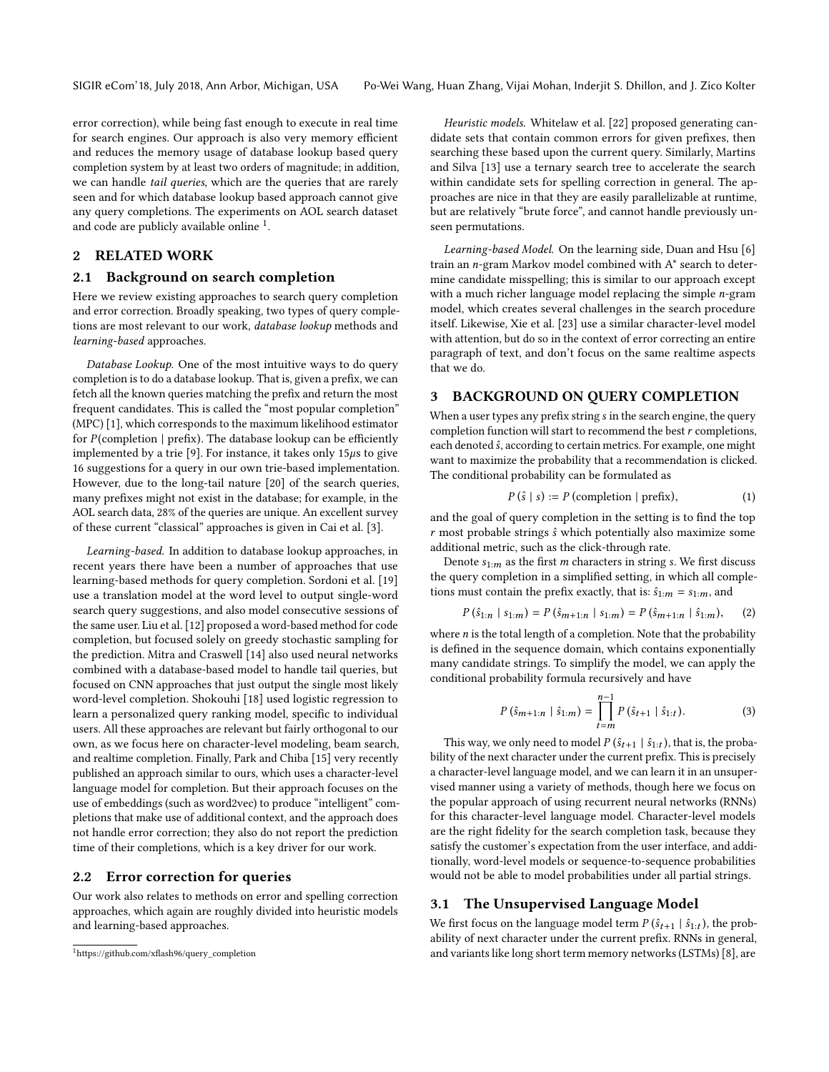error correction), while being fast enough to execute in real time for search engines. Our approach is also very memory efficient and reduces the memory usage of database lookup based query completion system by at least two orders of magnitude; in addition, we can handle *tail queries*, which are the queries that are rarely seen and for which database lookup based approach cannot give any query completions. The experiments on AOL search dataset and code are publicly available online [1].

## 2 RELATED WORK

### 2.1 Background on search completion

Here we review existing approaches to search query completion and error correction. Broadly speaking, two types of query completions are most relevant to our work, *database lookup* methods and *learning-based* approaches.

*Database Lookup.* One of the most intuitive ways to do query completion is to do a database lookup. That is, given a prefix, we can fetch all the known queries matching the prefix and return the most frequent candidates. This is called the "most popular completion" (MPC) [1], which corresponds to the maximum likelihood estimator for $P(\text{completion} \mid \text{prefix})$. The database lookup can be efficiently implemented by a trie [9]. For instance, it takes only $15\mu s$ to give 16 suggestions for a query in our own trie-based implementation. However, due to the long-tail nature [20] of the search queries, many prefixes might not exist in the database; for example, in the AOL search data, 28% of the queries are unique. An excellent survey of these current "classical" approaches is given in Cai et al. [3].

*Learning-based.* In addition to database lookup approaches, in recent years there have been a number of approaches that use learning-based methods for query completion. Sordoni et al. [19] use a translation model at the word level to output single-word search query suggestions, and also model consecutive sessions of the same user. Liu et al. [12] proposed a word-based method for code completion, but focused solely on greedy stochastic sampling for the prediction. Mitra and Craswell [14] also used neural networks combined with a database-based model to handle tail queries, but focused on CNN approaches that just output the single most likely word-level completion. Shokouhi [18] used logistic regression to learn a personalized query ranking model, specific to individual users. All these approaches are relevant but fairly orthogonal to our own, as we focus here on character-level modeling, beam search, and realtime completion. Finally, Park and Chiba [15] very recently published an approach similar to ours, which uses a character-level language model for completion. But their approach focuses on the use of embeddings (such as word2vec) to produce "intelligent" completions that make use of additional context, and the approach does not handle error correction; they also do not report the prediction time of their completions, which is a key driver for our work.

### 2.2 Error correction for queries

Our work also relates to methods on error and spelling correction approaches, which again are roughly divided into heuristic models and learning-based approaches.

*Heuristic models.* Whitelaw et al. [22] proposed generating candidate sets that contain common errors for given prefixes, then searching these based upon the current query. Similarly, Martins and Silva [13] use a ternary search tree to accelerate the search within candidate sets for spelling correction in general. The approaches are nice in that they are easily parallelizable at runtime, but are relatively "brute force", and cannot handle previously unseen permutations.

*Learning-based Model.* On the learning side, Duan and Hsu [6] train an $n$-gram Markov model combined with A* search to determine candidate misspelling; this is similar to our approach except with a much richer language model replacing the simple $n$-gram model, which creates several challenges in the search procedure itself. Likewise, Xie et al. [23] use a similar character-level model with attention, but do so in the context of error correcting an entire paragraph of text, and don't focus on the same realtime aspects that we do.

## 3 BACKGROUND ON QUERY COMPLETION

When a user types any prefix string $s$ in the search engine, the query completion function will start to recommend the best $r$ completions, each denoted $\hat{s}$, according to certain metrics. For example, one might want to maximize the probability that a recommendation is clicked. The conditional probability can be formulated as

$$P(\hat{s} \mid s) := P(\text{completion} \mid \text{prefix}), \tag{1}$$

and the goal of query completion in the setting is to find the top $r$ most probable strings $\hat{s}$ which potentially also maximize some additional metric, such as the click-through rate.

Denote $s_{1:m}$ as the first $m$ characters in string $s$. We first discuss the query completion in a simplified setting, in which all completions must contain the prefix exactly, that is: $\hat{s}_{1:m} = s_{1:m}$, and

$$P(\hat{s}_{1:n} \mid s_{1:m}) = P(\hat{s}_{m+1:n} \mid s_{1:m}) = P(\hat{s}_{m+1:n} \mid \hat{s}_{1:m}), \tag{2}$$

where $n$ is the total length of a completion. Note that the probability is defined in the sequence domain, which contains exponentially many candidate strings. To simplify the model, we can apply the conditional probability formula recursively and have

$$P(\hat{s}_{m+1:n} \mid \hat{s}_{1:m}) = \prod_{t=m}^{n-1} P(\hat{s}_{t+1} \mid \hat{s}_{1:t}). \tag{3}$$

This way, we only need to model $P(\hat{s}_{t+1} \mid \hat{s}_{1:t})$, that is, the probability of the next character under the current prefix. This is precisely a character-level language model, and we can learn it in an unsupervised manner using a variety of methods, though here we focus on the popular approach of using recurrent neural networks (RNNs) for this character-level language model. Character-level models are the right fidelity for the search completion task, because they satisfy the customer's expectation from the user interface, and additionally, word-level models or sequence-to-sequence probabilities would not be able to model probabilities under all partial strings.

### 3.1 The Unsupervised Language Model

We first focus on the language model term $P(\hat{s}_{t+1} \mid \hat{s}_{1:t})$, the probability of next character under the current prefix. RNNs in general, and variants like long short term memory networks (LSTMs) [8], are

[1] https://github.com/xflash96/query_completion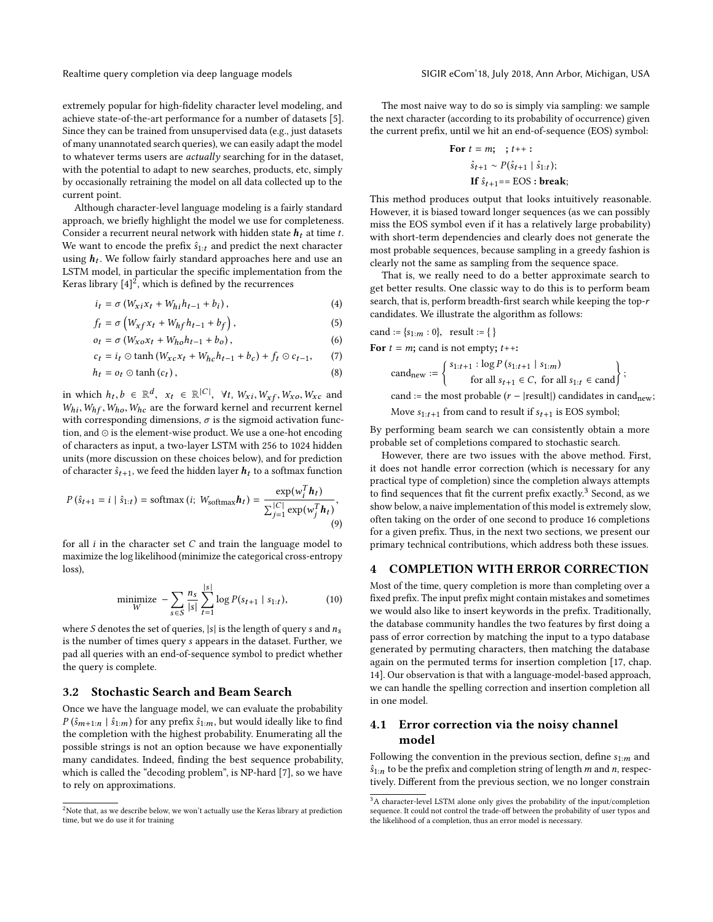extremely popular for high-fidelity character level modeling, and achieve state-of-the-art performance for a number of datasets [5]. Since they can be trained from unsupervised data (e.g., just datasets of many unannotated search queries), we can easily adapt the model to whatever terms users are *actually* searching for in the dataset, with the potential to adapt to new searches, products, etc, simply by occasionally retraining the model on all data collected up to the current point.

Although character-level language modeling is a fairly standard approach, we briefly highlight the model we use for completeness. Consider a recurrent neural network with hidden state $\boldsymbol{h}_t$ at time $t$. We want to encode the prefix $\hat{s}_{1:t}$ and predict the next character using $\boldsymbol{h}_t$. We follow fairly standard approaches here and use an LSTM model, in particular the specific implementation from the Keras library [4][2], which is defined by the recurrences

$$i_t = \sigma\left(W_{xi} x_t + W_{hi} h_{t-1} + b_i\right), \tag{4}$$

$$f_t = \sigma\left(W_{xf} x_t + W_{hf} h_{t-1} + b_f\right), \tag{5}$$

$$o_t = \sigma\left(W_{xo} x_t + W_{ho} h_{t-1} + b_o\right), \tag{6}$$

$$c_t = i_t \odot \tanh\left(W_{xc} x_t + W_{hc} h_{t-1} + b_c\right) + f_t \odot c_{t-1}, \tag{7}$$

$$h_t = o_t \odot \tanh\left(c_t\right), \tag{8}$$

in which $h_t, b \in \mathbb{R}^d$, $x_t \in \mathbb{R}^{|C|}$, $\forall t$, $W_{xi}, W_{xf}, W_{xo}, W_{xc}$ and $W_{hi}, W_{hf}, W_{ho}, W_{hc}$ are the forward kernel and recurrent kernel with corresponding dimensions, $\sigma$ is the sigmoid activation function, and $\odot$ is the element-wise product. We use a one-hot encoding of characters as input, a two-layer LSTM with 256 to 1024 hidden units (more discussion on these choices below), and for prediction of character $\hat{s}_{t+1}$, we feed the hidden layer $\boldsymbol{h}_t$ to a softmax function

$$P\left(\hat{s}_{t+1} = i \mid \hat{s}_{1:t}\right) = \operatorname{softmax}\left(i;\ W_{\text{softmax}} \boldsymbol{h}_t\right) = \frac{\exp(w_i^T \boldsymbol{h}_t)}{\sum_{j=1}^{|C|} \exp(w_j^T \boldsymbol{h}_t)}, \tag{9}$$

for all $i$ in the character set $C$ and train the language model to maximize the log likelihood (minimize the categorical cross-entropy loss),

$$\underset{W}{\text{minimize}} \ -\sum_{s \in S} \frac{n_s}{|s|} \sum_{t=1}^{|s|} \log P(s_{t+1} \mid s_{1:t}), \tag{10}$$

where $S$ denotes the set of queries, $|s|$ is the length of query $s$ and $n_s$ is the number of times query $s$ appears in the dataset. Further, we pad all queries with an end-of-sequence symbol to predict whether the query is complete.

### 3.2 Stochastic Search and Beam Search

Once we have the language model, we can evaluate the probability $P\left(\hat{s}_{m+1:n} \mid \hat{s}_{1:m}\right)$ for any prefix $\hat{s}_{1:m}$, but would ideally like to find the completion with the highest probability. Enumerating all the possible strings is not an option because we have exponentially many candidates. Indeed, finding the best sequence probability, which is called the "decoding problem", is NP-hard [7], so we have to rely on approximations.

The most naive way to do so is simply via sampling: we sample the next character (according to its probability of occurrence) given the current prefix, until we hit an end-of-sequence (EOS) symbol:

> **For** $t = m$; ; $t$++ **:**
> $\quad \hat{s}_{t+1} \sim P(\hat{s}_{t+1} \mid \hat{s}_{1:t})$;
> $\quad$ **If** $\hat{s}_{t+1}$== EOS **: break**;

This method produces output that looks intuitively reasonable. However, it is biased toward longer sequences (as we can possibly miss the EOS symbol even if it has a relatively large probability) with short-term dependencies and clearly does not generate the most probable sequences, because sampling in a greedy fashion is clearly not the same as sampling from the sequence space.

That is, we really need to do a better approximate search to get better results. One classic way to do this is to perform beam search, that is, perform breadth-first search while keeping the top-$r$ candidates. We illustrate the algorithm as follows:

cand := $\{s_{1:m} : 0\}$, result := { }

**For** $t = m$; cand is not empty; $t$++:

$$\text{cand}_{\text{new}} := \left\{ \begin{array}{l} s_{1:t+1} : \log P\left(s_{1:t+1} \mid s_{1:m}\right) \\ \qquad \text{for all } s_{t+1} \in C, \text{ for all } s_{1:t} \in \text{cand} \end{array} \right\};$$

cand := the most probable $(r - |\text{result}|)$ candidates in $\text{cand}_{\text{new}}$;

Move $s_{1:t+1}$ from cand to result if $s_{t+1}$ is EOS symbol;

By performing beam search we can consistently obtain a more probable set of completions compared to stochastic search.

However, there are two issues with the above method. First, it does not handle error correction (which is necessary for any practical type of completion) since the completion always attempts to find sequences that fit the current prefix exactly.[3] Second, as we show below, a naive implementation of this model is extremely slow, often taking on the order of one second to produce 16 completions for a given prefix. Thus, in the next two sections, we present our primary technical contributions, which address both these issues.

## 4 COMPLETION WITH ERROR CORRECTION

Most of the time, query completion is more than completing over a fixed prefix. The input prefix might contain mistakes and sometimes we would also like to insert keywords in the prefix. Traditionally, the database community handles the two features by first doing a pass of error correction by matching the input to a typo database generated by permuting characters, then matching the database again on the permuted terms for insertion completion [17, chap. 14]. Our observation is that with a language-model-based approach, we can handle the spelling correction and insertion completion all in one model.

### 4.1 Error correction via the noisy channel model

Following the convention in the previous section, define $s_{1:m}$ and $\hat{s}_{1:n}$ to be the prefix and completion string of length $m$ and $n$, respectively. Different from the previous section, we no longer constrain

---

[2] Note that, as we describe below, we won't actually use the Keras library at prediction time, but we do use it for training

[3] A character-level LSTM alone only gives the probability of the input/completion sequence. It could not control the trade-off between the probability of user typos and the likelihood of a completion, thus an error model is necessary.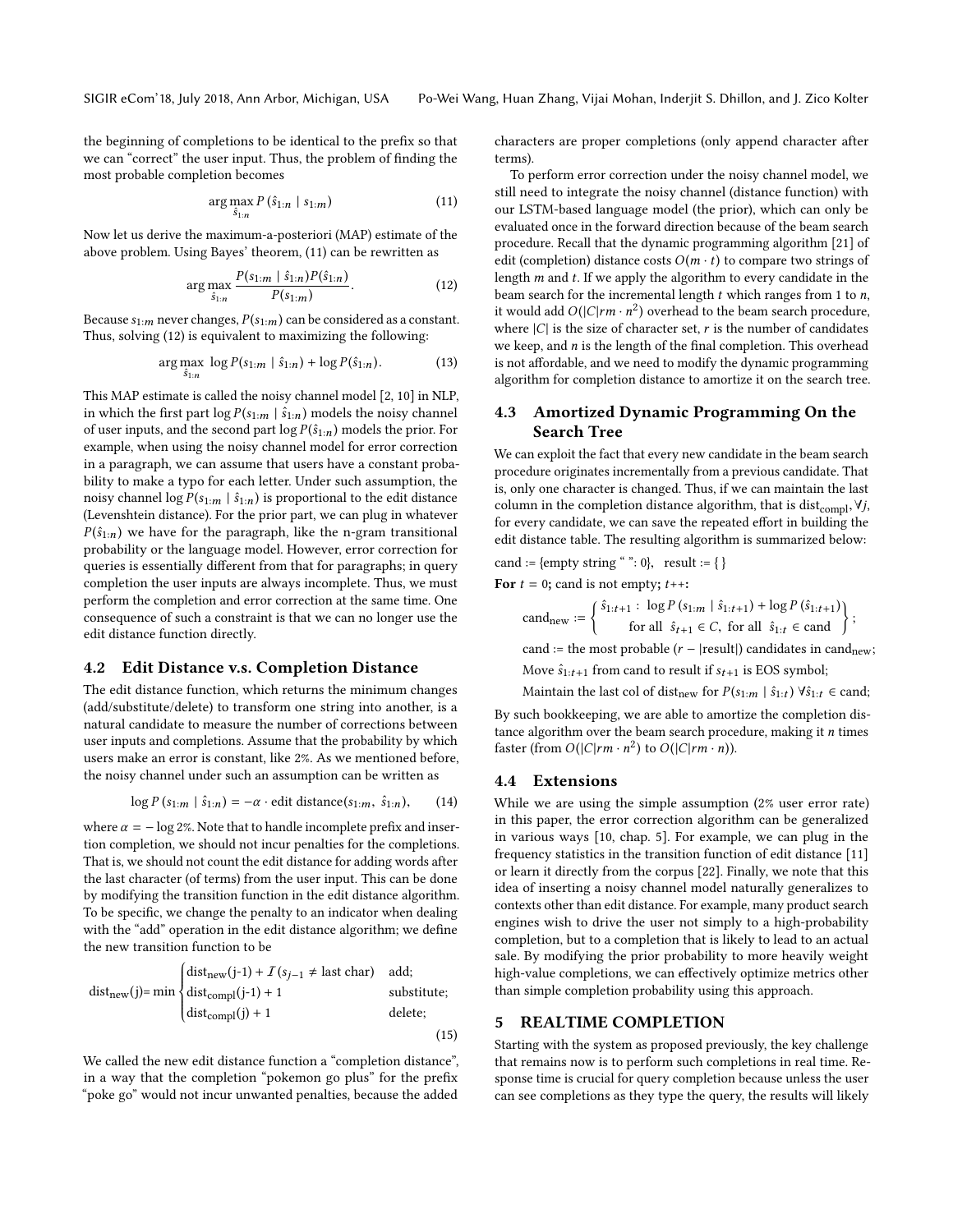the beginning of completions to be identical to the prefix so that we can "correct" the user input. Thus, the problem of finding the most probable completion becomes

$$\arg\max_{\hat{s}_{1:n}} P\left(\hat{s}_{1:n} \mid s_{1:m}\right) \tag{11}$$

Now let us derive the maximum-a-posteriori (MAP) estimate of the above problem. Using Bayes' theorem, (11) can be rewritten as

$$\arg\max_{\hat{s}_{1:n}} \frac{P(s_{1:m} \mid \hat{s}_{1:n})P(\hat{s}_{1:n})}{P(s_{1:m})}. \tag{12}$$

Because $s_{1:m}$ never changes, $P(s_{1:m})$ can be considered as a constant. Thus, solving (12) is equivalent to maximizing the following:

$$\arg\max_{\hat{s}_{1:n}} \ \log P(s_{1:m} \mid \hat{s}_{1:n}) + \log P(\hat{s}_{1:n}). \tag{13}$$

This MAP estimate is called the noisy channel model [2, 10] in NLP, in which the first part $\log P(s_{1:m} \mid \hat{s}_{1:n})$ models the noisy channel of user inputs, and the second part $\log P(\hat{s}_{1:n})$ models the prior. For example, when using the noisy channel model for error correction in a paragraph, we can assume that users have a constant probability to make a typo for each letter. Under such assumption, the noisy channel $\log P(s_{1:m} \mid \hat{s}_{1:n})$ is proportional to the edit distance (Levenshtein distance). For the prior part, we can plug in whatever $P(\hat{s}_{1:n})$ we have for the paragraph, like the n-gram transitional probability or the language model. However, error correction for queries is essentially different from that for paragraphs; in query completion the user inputs are always incomplete. Thus, we must perform the completion and error correction at the same time. One consequence of such a constraint is that we can no longer use the edit distance function directly.

## 4.2 Edit Distance v.s. Completion Distance

The edit distance function, which returns the minimum changes (add/substitute/delete) to transform one string into another, is a natural candidate to measure the number of corrections between user inputs and completions. Assume that the probability by which users make an error is constant, like 2%. As we mentioned before, the noisy channel under such an assumption can be written as

$$\log P\left(s_{1:m} \mid \hat{s}_{1:n}\right) = -\alpha \cdot \text{edit distance}(s_{1:m},\ \hat{s}_{1:n}), \tag{14}$$

where $\alpha = -\log 2\%$. Note that to handle incomplete prefix and insertion completion, we should not incur penalties for the completions. That is, we should not count the edit distance for adding words after the last character (of terms) from the user input. This can be done by modifying the transition function in the edit distance algorithm. To be specific, we change the penalty to an indicator when dealing with the "add" operation in the edit distance algorithm; we define the new transition function to be

$$\text{dist}_{\text{new}}(\text{j}) = \min \begin{cases} \text{dist}_{\text{new}}(\text{j-1}) + \mathcal{I}(s_{j-1} \neq \text{last char}) & \text{add;} \\ \text{dist}_{\text{compl}}(\text{j-1}) + 1 & \text{substitute;} \\ \text{dist}_{\text{compl}}(\text{j}) + 1 & \text{delete;} \end{cases} \tag{15}$$

We called the new edit distance function a "completion distance", in a way that the completion "pokemon go plus" for the prefix "poke go" would not incur unwanted penalties, because the added characters are proper completions (only append character after terms).

To perform error correction under the noisy channel model, we still need to integrate the noisy channel (distance function) with our LSTM-based language model (the prior), which can only be evaluated once in the forward direction because of the beam search procedure. Recall that the dynamic programming algorithm [21] of edit (completion) distance costs $O(m \cdot t)$ to compare two strings of length $m$ and $t$. If we apply the algorithm to every candidate in the beam search for the incremental length $t$ which ranges from 1 to $n$, it would add $O(|C|rm \cdot n^2)$ overhead to the beam search procedure, where $|C|$ is the size of character set, $r$ is the number of candidates we keep, and $n$ is the length of the final completion. This overhead is not affordable, and we need to modify the dynamic programming algorithm for completion distance to amortize it on the search tree.

## 4.3 Amortized Dynamic Programming On the Search Tree

We can exploit the fact that every new candidate in the beam search procedure originates incrementally from a previous candidate. That is, only one character is changed. Thus, if we can maintain the last column in the completion distance algorithm, that is $\text{dist}_{\text{compl}}, \forall j$, for every candidate, we can save the repeated effort in building the edit distance table. The resulting algorithm is summarized below:

cand := {empty string " ": 0}, result := { }

**For** $t = 0$; cand is not empty; $t$++:

$$\text{cand}_{\text{new}} := \left\{ \begin{array}{c} \hat{s}_{1:t+1} : \ \log P\left(s_{1:m} \mid \hat{s}_{1:t+1}\right) + \log P\left(\hat{s}_{1:t+1}\right) \\ \text{for all } \ \hat{s}_{t+1} \in C, \ \text{for all } \ \hat{s}_{1:t} \in \text{cand} \end{array} \right\};$$

cand := the most probable $(r - |\text{result}|)$ candidates in $\text{cand}_{\text{new}}$;

Move $\hat{s}_{1:t+1}$ from cand to result if $s_{t+1}$ is EOS symbol;

Maintain the last col of $\text{dist}_{\text{new}}$ for $P(s_{1:m} \mid \hat{s}_{1:t})\ \forall \hat{s}_{1:t} \in \text{cand}$;

By such bookkeeping, we are able to amortize the completion distance algorithm over the beam search procedure, making it $n$ times faster (from $O(|C|rm \cdot n^2)$ to $O(|C|rm \cdot n)$).

## 4.4 Extensions

While we are using the simple assumption (2% user error rate) in this paper, the error correction algorithm can be generalized in various ways [10, chap. 5]. For example, we can plug in the frequency statistics in the transition function of edit distance [11] or learn it directly from the corpus [22]. Finally, we note that this idea of inserting a noisy channel model naturally generalizes to contexts other than edit distance. For example, many product search engines wish to drive the user not simply to a high-probability completion, but to a completion that is likely to lead to an actual sale. By modifying the prior probability to more heavily weight high-value completions, we can effectively optimize metrics other than simple completion probability using this approach.

# 5 REALTIME COMPLETION

Starting with the system as proposed previously, the key challenge that remains now is to perform such completions in real time. Response time is crucial for query completion because unless the user can see completions as they type the query, the results will likely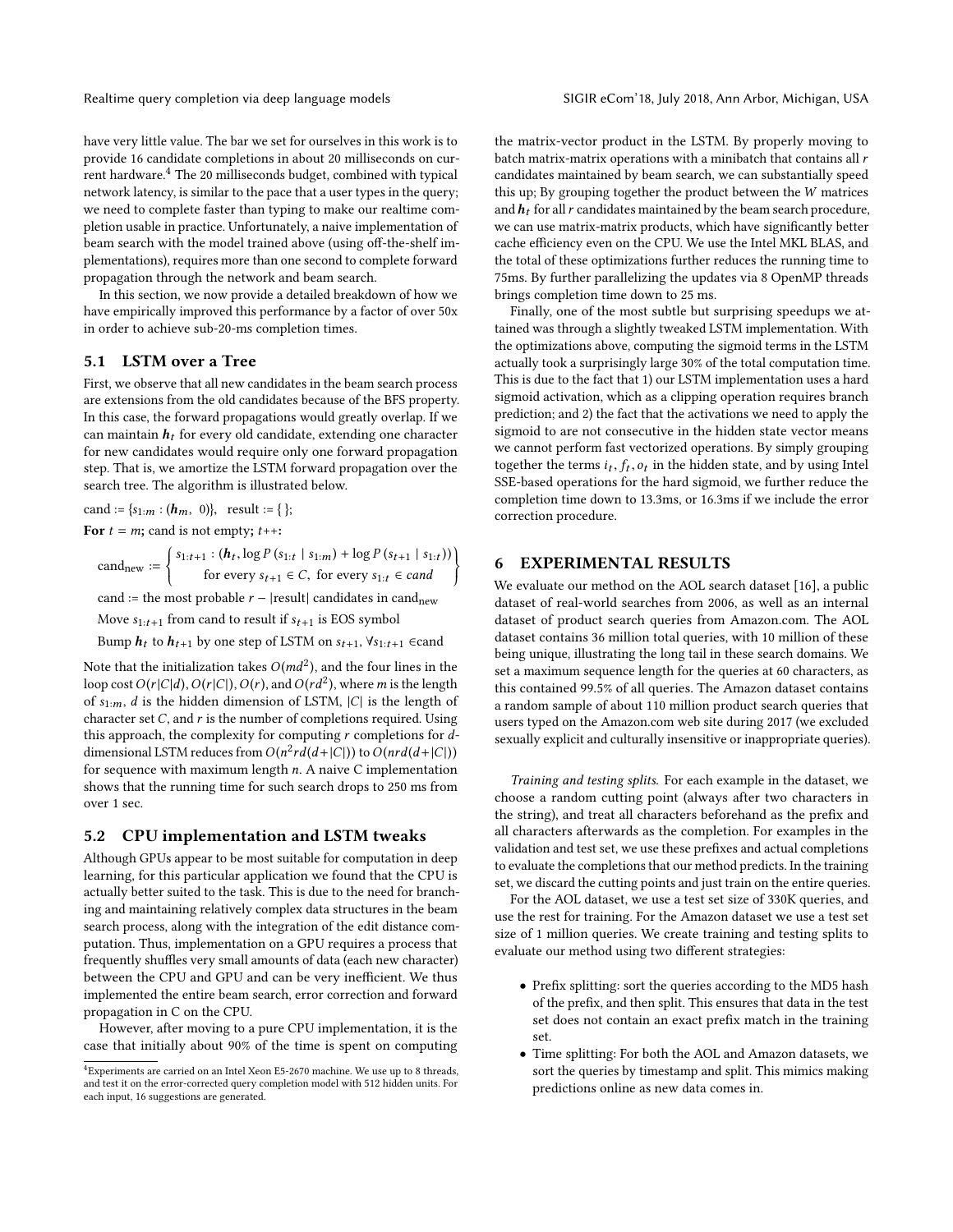have very little value. The bar we set for ourselves in this work is to provide 16 candidate completions in about 20 milliseconds on current hardware.[4] The 20 milliseconds budget, combined with typical network latency, is similar to the pace that a user types in the query; we need to complete faster than typing to make our realtime completion usable in practice. Unfortunately, a naive implementation of beam search with the model trained above (using off-the-shelf implementations), requires more than one second to complete forward propagation through the network and beam search.

In this section, we now provide a detailed breakdown of how we have empirically improved this performance by a factor of over 50x in order to achieve sub-20-ms completion times.

### 5.1 LSTM over a Tree

First, we observe that all new candidates in the beam search process are extensions from the old candidates because of the BFS property. In this case, the forward propagations would greatly overlap. If we can maintain $\boldsymbol{h}_t$ for every old candidate, extending one character for new candidates would require only one forward propagation step. That is, we amortize the LSTM forward propagation over the search tree. The algorithm is illustrated below.

cand := $\{s_{1:m} : (\boldsymbol{h}_m, 0)\}$, result := { };

**For** $t = m$**; cand is not empty;** $t$**++:**

$$\text{cand}_{\text{new}} := \left\{ \begin{array}{c} s_{1:t+1} : (\boldsymbol{h}_t, \log P(s_{1:t} \mid s_{1:m}) + \log P(s_{t+1} \mid s_{1:t})) \\ \text{for every } s_{t+1} \in C, \text{ for every } s_{1:t} \in cand \end{array} \right\}$$

cand := the most probable $r - |\text{result}|$ candidates in $\text{cand}_{\text{new}}$

Move $s_{1:t+1}$ from cand to result if $s_{t+1}$ is EOS symbol

Bump $\boldsymbol{h}_t$ to $\boldsymbol{h}_{t+1}$ by one step of LSTM on $s_{t+1}$, $\forall s_{1:t+1} \in$cand

Note that the initialization takes $O(md^2)$, and the four lines in the loop cost $O(r|C|d)$, $O(r|C|)$, $O(r)$, and $O(rd^2)$, where $m$ is the length of $s_{1:m}$, $d$ is the hidden dimension of LSTM, $|C|$ is the length of character set $C$, and $r$ is the number of completions required. Using this approach, the complexity for computing $r$ completions for $d$-dimensional LSTM reduces from $O(n^2rd(d+|C|))$ to $O(nrd(d+|C|))$ for sequence with maximum length $n$. A naive C implementation shows that the running time for such search drops to 250 ms from over 1 sec.

### 5.2 CPU implementation and LSTM tweaks

Although GPUs appear to be most suitable for computation in deep learning, for this particular application we found that the CPU is actually better suited to the task. This is due to the need for branching and maintaining relatively complex data structures in the beam search process, along with the integration of the edit distance computation. Thus, implementation on a GPU requires a process that frequently shuffles very small amounts of data (each new character) between the CPU and GPU and can be very inefficient. We thus implemented the entire beam search, error correction and forward propagation in C on the CPU.

However, after moving to a pure CPU implementation, it is the case that initially about 90% of the time is spent on computing the matrix-vector product in the LSTM. By properly moving to batch matrix-matrix operations with a minibatch that contains all $r$ candidates maintained by beam search, we can substantially speed this up; By grouping together the product between the $W$ matrices and $\boldsymbol{h}_t$ for all $r$ candidates maintained by the beam search procedure, we can use matrix-matrix products, which have significantly better cache efficiency even on the CPU. We use the Intel MKL BLAS, and the total of these optimizations further reduces the running time to 75ms. By further parallelizing the updates via 8 OpenMP threads brings completion time down to 25 ms.

Finally, one of the most subtle but surprising speedups we attained was through a slightly tweaked LSTM implementation. With the optimizations above, computing the sigmoid terms in the LSTM actually took a surprisingly large 30% of the total computation time. This is due to the fact that 1) our LSTM implementation uses a hard sigmoid activation, which as a clipping operation requires branch prediction; and 2) the fact that the activations we need to apply the sigmoid to are not consecutive in the hidden state vector means we cannot perform fast vectorized operations. By simply grouping together the terms $i_t, f_t, o_t$ in the hidden state, and by using Intel SSE-based operations for the hard sigmoid, we further reduce the completion time down to 13.3ms, or 16.3ms if we include the error correction procedure.

## 6 EXPERIMENTAL RESULTS

We evaluate our method on the AOL search dataset [16], a public dataset of real-world searches from 2006, as well as an internal dataset of product search queries from Amazon.com. The AOL dataset contains 36 million total queries, with 10 million of these being unique, illustrating the long tail in these search domains. We set a maximum sequence length for the queries at 60 characters, as this contained 99.5% of all queries. The Amazon dataset contains a random sample of about 110 million product search queries that users typed on the Amazon.com web site during 2017 (we excluded sexually explicit and culturally insensitive or inappropriate queries).

*Training and testing splits.* For each example in the dataset, we choose a random cutting point (always after two characters in the string), and treat all characters beforehand as the prefix and all characters afterwards as the completion. For examples in the validation and test set, we use these prefixes and actual completions to evaluate the completions that our method predicts. In the training set, we discard the cutting points and just train on the entire queries.

For the AOL dataset, we use a test set size of 330K queries, and use the rest for training. For the Amazon dataset we use a test set size of 1 million queries. We create training and testing splits to evaluate our method using two different strategies:

- Prefix splitting: sort the queries according to the MD5 hash of the prefix, and then split. This ensures that data in the test set does not contain an exact prefix match in the training set.
- Time splitting: For both the AOL and Amazon datasets, we sort the queries by timestamp and split. This mimics making predictions online as new data comes in.

[4] Experiments are carried on an Intel Xeon E5-2670 machine. We use up to 8 threads, and test it on the error-corrected query completion model with 512 hidden units. For each input, 16 suggestions are generated.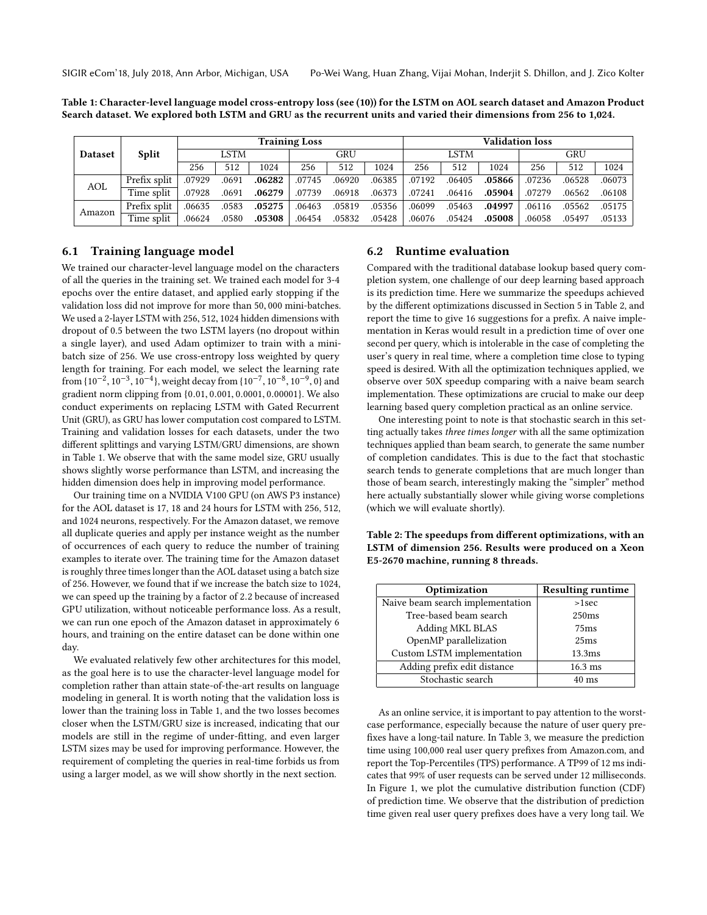**Table 1: Character-level language model cross-entropy loss (see (10)) for the LSTM on AOL search dataset and Amazon Product Search dataset. We explored both LSTM and GRU as the recurrent units and varied their dimensions from 256 to 1,024.**

| Dataset | Split | Training Loss | | | | | | Validation loss | | | | | |
|---|---|---|---|---|---|---|---|---|---|---|---|---|---|
| | | LSTM | | | GRU | | | LSTM | | | GRU | | |
| | | 256 | 512 | 1024 | 256 | 512 | 1024 | 256 | 512 | 1024 | 256 | 512 | 1024 |
| AOL | Prefix split | .07929 | .0691 | **.06282** | .07745 | .06920 | .06385 | .07192 | .06405 | **.05866** | .07236 | .06528 | .06073 |
| | Time split | .07928 | .0691 | **.06279** | .07739 | .06918 | .06373 | .07241 | .06416 | **.05904** | .07279 | .06562 | .06108 |
| Amazon | Prefix split | .06635 | .0583 | **.05275** | .06463 | .05819 | .05356 | .06099 | .05463 | **.04997** | .06116 | .05562 | .05175 |
| | Time split | .06624 | .0580 | **.05308** | .06454 | .05832 | .05428 | .06076 | .05424 | **.05008** | .06058 | .05497 | .05133 |

## 6.1 Training language model

We trained our character-level language model on the characters of all the queries in the training set. We trained each model for 3-4 epochs over the entire dataset, and applied early stopping if the validation loss did not improve for more than 50,000 mini-batches. We used a 2-layer LSTM with 256, 512, 1024 hidden dimensions with dropout of 0.5 between the two LSTM layers (no dropout within a single layer), and used Adam optimizer to train with a mini-batch size of 256. We use cross-entropy loss weighted by query length for training. For each model, we select the learning rate from $\{10^{-2}, 10^{-3}, 10^{-4}\}$, weight decay from $\{10^{-7}, 10^{-8}, 10^{-9}, 0\}$ and gradient norm clipping from $\{0.01, 0.001, 0.0001, 0.00001\}$. We also conduct experiments on replacing LSTM with Gated Recurrent Unit (GRU), as GRU has lower computation cost compared to LSTM. Training and validation losses for each datasets, under the two different splittings and varying LSTM/GRU dimensions, are shown in Table 1. We observe that with the same model size, GRU usually shows slightly worse performance than LSTM, and increasing the hidden dimension does help in improving model performance.

Our training time on a NVIDIA V100 GPU (on AWS P3 instance) for the AOL dataset is 17, 18 and 24 hours for LSTM with 256, 512, and 1024 neurons, respectively. For the Amazon dataset, we remove all duplicate queries and apply per instance weight as the number of occurrences of each query to reduce the number of training examples to iterate over. The training time for the Amazon dataset is roughly three times longer than the AOL dataset using a batch size of 256. However, we found that if we increase the batch size to 1024, we can speed up the training by a factor of 2.2 because of increased GPU utilization, without noticeable performance loss. As a result, we can run one epoch of the Amazon dataset in approximately 6 hours, and training on the entire dataset can be done within one day.

We evaluated relatively few other architectures for this model, as the goal here is to use the character-level language model for completion rather than attain state-of-the-art results on language modeling in general. It is worth noting that the validation loss is lower than the training loss in Table 1, and the two losses becomes closer when the LSTM/GRU size is increased, indicating that our models are still in the regime of under-fitting, and even larger LSTM sizes may be used for improving performance. However, the requirement of completing the queries in real-time forbids us from using a larger model, as we will show shortly in the next section.

## 6.2 Runtime evaluation

Compared with the traditional database lookup based query completion system, one challenge of our deep learning based approach is its prediction time. Here we summarize the speedups achieved by the different optimizations discussed in Section 5 in Table 2, and report the time to give 16 suggestions for a prefix. A naive implementation in Keras would result in a prediction time of over one second per query, which is intolerable in the case of completing the user's query in real time, where a completion time close to typing speed is desired. With all the optimization techniques applied, we observe over 50X speedup comparing with a naive beam search implementation. These optimizations are crucial to make our deep learning based query completion practical as an online service.

One interesting point to note is that stochastic search in this setting actually takes *three times longer* with all the same optimization techniques applied than beam search, to generate the same number of completion candidates. This is due to the fact that stochastic search tends to generate completions that are much longer than those of beam search, interestingly making the "simpler" method here actually substantially slower while giving worse completions (which we will evaluate shortly).

**Table 2: The speedups from different optimizations, with an LSTM of dimension 256. Results were produced on a Xeon E5-2670 machine, running 8 threads.**

| Optimization | Resulting runtime |
|---|---|
| Naive beam search implementation | >1sec |
| Tree-based beam search | 250ms |
| Adding MKL BLAS | 75ms |
| OpenMP parallelization | 25ms |
| Custom LSTM implementation | 13.3ms |
| Adding prefix edit distance | 16.3 ms |
| Stochastic search | 40 ms |

As an online service, it is important to pay attention to the worst-case performance, especially because the nature of user query prefixes have a long-tail nature. In Table 3, we measure the prediction time using 100,000 real user query prefixes from Amazon.com, and report the Top-Percentiles (TPS) performance. A TP99 of 12 ms indicates that 99% of user requests can be served under 12 milliseconds. In Figure 1, we plot the cumulative distribution function (CDF) of prediction time. We observe that the distribution of prediction time given real user query prefixes does have a very long tail. We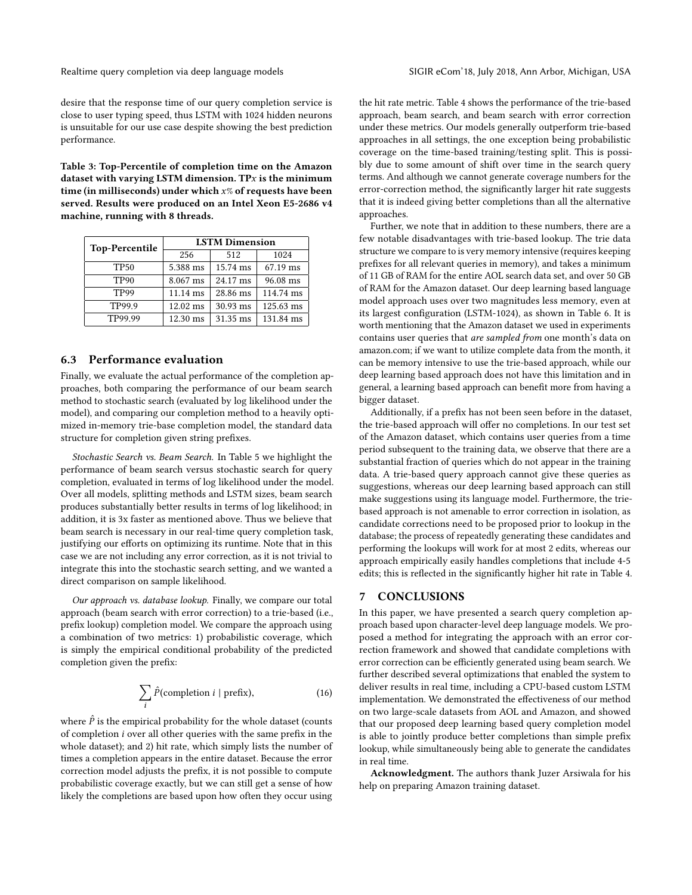desire that the response time of our query completion service is close to user typing speed, thus LSTM with 1024 hidden neurons is unsuitable for our use case despite showing the best prediction performance.

**Table 3: Top-Percentile of completion time on the Amazon dataset with varying LSTM dimension. TP$x$ is the minimum time (in milliseconds) under which $x$% of requests have been served. Results were produced on an Intel Xeon E5-2686 v4 machine, running with 8 threads.**

| Top-Percentile | LSTM Dimension | | |
|---|---|---|---|
| | 256 | 512 | 1024 |
| TP50 | 5.388 ms | 15.74 ms | 67.19 ms |
| TP90 | 8.067 ms | 24.17 ms | 96.08 ms |
| TP99 | 11.14 ms | 28.86 ms | 114.74 ms |
| TP99.9 | 12.02 ms | 30.93 ms | 125.63 ms |
| TP99.99 | 12.30 ms | 31.35 ms | 131.84 ms |

### 6.3 Performance evaluation

Finally, we evaluate the actual performance of the completion approaches, both comparing the performance of our beam search method to stochastic search (evaluated by log likelihood under the model), and comparing our completion method to a heavily optimized in-memory trie-base completion model, the standard data structure for completion given string prefixes.

*Stochastic Search vs. Beam Search.* In Table 5 we highlight the performance of beam search versus stochastic search for query completion, evaluated in terms of log likelihood under the model. Over all models, splitting methods and LSTM sizes, beam search produces substantially better results in terms of log likelihood; in addition, it is 3x faster as mentioned above. Thus we believe that beam search is necessary in our real-time query completion task, justifying our efforts on optimizing its runtime. Note that in this case we are not including any error correction, as it is not trivial to integrate this into the stochastic search setting, and we wanted a direct comparison on sample likelihood.

*Our approach vs. database lookup.* Finally, we compare our total approach (beam search with error correction) to a trie-based (i.e., prefix lookup) completion model. We compare the approach using a combination of two metrics: 1) probabilistic coverage, which is simply the empirical conditional probability of the predicted completion given the prefix:

$$\sum_i \hat{P}(\text{completion } i \mid \text{prefix}), \tag{16}$$

where $\hat{P}$ is the empirical probability for the whole dataset (counts of completion $i$ over all other queries with the same prefix in the whole dataset); and 2) hit rate, which simply lists the number of times a completion appears in the entire dataset. Because the error correction model adjusts the prefix, it is not possible to compute probabilistic coverage exactly, but we can still get a sense of how likely the completions are based upon how often they occur using the hit rate metric. Table 4 shows the performance of the trie-based approach, beam search, and beam search with error correction under these metrics. Our models generally outperform trie-based approaches in all settings, the one exception being probabilistic coverage on the time-based training/testing split. This is possibly due to some amount of shift over time in the search query terms. And although we cannot generate coverage numbers for the error-correction method, the significantly larger hit rate suggests that it is indeed giving better completions than all the alternative approaches.

Further, we note that in addition to these numbers, there are a few notable disadvantages with trie-based lookup. The trie data structure we compare to is very memory intensive (requires keeping prefixes for all relevant queries in memory), and takes a minimum of 11 GB of RAM for the entire AOL search data set, and over 50 GB of RAM for the Amazon dataset. Our deep learning based language model approach uses over two magnitudes less memory, even at its largest configuration (LSTM-1024), as shown in Table 6. It is worth mentioning that the Amazon dataset we used in experiments contains user queries that *are sampled from* one month's data on amazon.com; if we want to utilize complete data from the month, it can be memory intensive to use the trie-based approach, while our deep learning based approach does not have this limitation and in general, a learning based approach can benefit more from having a bigger dataset.

Additionally, if a prefix has not been seen before in the dataset, the trie-based approach will offer no completions. In our test set of the Amazon dataset, which contains user queries from a time period subsequent to the training data, we observe that there are a substantial fraction of queries which do not appear in the training data. A trie-based query approach cannot give these queries as suggestions, whereas our deep learning based approach can still make suggestions using its language model. Furthermore, the trie-based approach is not amenable to error correction in isolation, as candidate corrections need to be proposed prior to lookup in the database; the process of repeatedly generating these candidates and performing the lookups will work for at most 2 edits, whereas our approach empirically easily handles completions that include 4-5 edits; this is reflected in the significantly higher hit rate in Table 4.

## 7 CONCLUSIONS

In this paper, we have presented a search query completion approach based upon character-level deep language models. We proposed a method for integrating the approach with an error correction framework and showed that candidate completions with error correction can be efficiently generated using beam search. We further described several optimizations that enabled the system to deliver results in real time, including a CPU-based custom LSTM implementation. We demonstrated the effectiveness of our method on two large-scale datasets from AOL and Amazon, and showed that our proposed deep learning based query completion model is able to jointly produce better completions than simple prefix lookup, while simultaneously being able to generate the candidates in real time.

**Acknowledgment.** The authors thank Juzer Arsiwala for his help on preparing Amazon training dataset.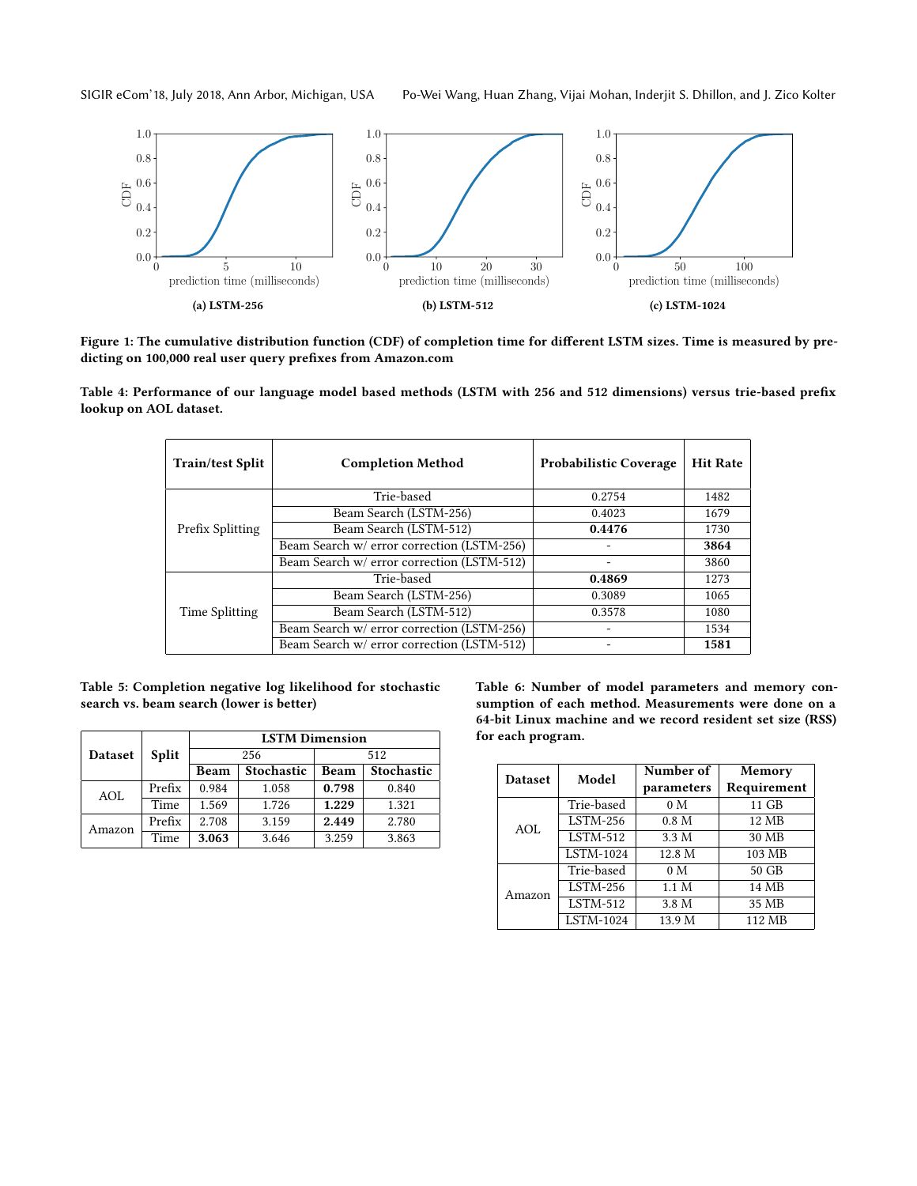(a) LSTM-256

(b) LSTM-512

(c) LSTM-1024

**Figure 1: The cumulative distribution function (CDF) of completion time for different LSTM sizes. Time is measured by predicting on 100,000 real user query prefixes from Amazon.com**

**Table 4: Performance of our language model based methods (LSTM with 256 and 512 dimensions) versus trie-based prefix lookup on AOL dataset.**

| Train/test Split | Completion Method | Probabilistic Coverage | Hit Rate |
|---|---|---|---|
| Prefix Splitting | Trie-based | 0.2754 | 1482 |
| | Beam Search (LSTM-256) | 0.4023 | 1679 |
| | Beam Search (LSTM-512) | **0.4476** | 1730 |
| | Beam Search w/ error correction (LSTM-256) | - | **3864** |
| | Beam Search w/ error correction (LSTM-512) | - | 3860 |
| Time Splitting | Trie-based | **0.4869** | 1273 |
| | Beam Search (LSTM-256) | 0.3089 | 1065 |
| | Beam Search (LSTM-512) | 0.3578 | 1080 |
| | Beam Search w/ error correction (LSTM-256) | - | 1534 |
| | Beam Search w/ error correction (LSTM-512) | - | **1581** |

**Table 5: Completion negative log likelihood for stochastic search vs. beam search (lower is better)**

| Dataset | Split | LSTM Dimension | | | |
|---|---|---|---|---|---|
| | | 256 | | 512 | |
| | | Beam | Stochastic | Beam | Stochastic |
| AOL | Prefix | 0.984 | 1.058 | **0.798** | 0.840 |
| | Time | 1.569 | 1.726 | **1.229** | 1.321 |
| Amazon | Prefix | 2.708 | 3.159 | **2.449** | 2.780 |
| | Time | **3.063** | 3.646 | 3.259 | 3.863 |

**Table 6: Number of model parameters and memory consumption of each method. Measurements were done on a 64-bit Linux machine and we record resident set size (RSS) for each program.**

| Dataset | Model | Number of parameters | Memory Requirement |
|---|---|---|---|
| AOL | Trie-based | 0 M | 11 GB |
| | LSTM-256 | 0.8 M | 12 MB |
| | LSTM-512 | 3.3 M | 30 MB |
| | LSTM-1024 | 12.8 M | 103 MB |
| Amazon | Trie-based | 0 M | 50 GB |
| | LSTM-256 | 1.1 M | 14 MB |
| | LSTM-512 | 3.8 M | 35 MB |
| | LSTM-1024 | 13.9 M | 112 MB |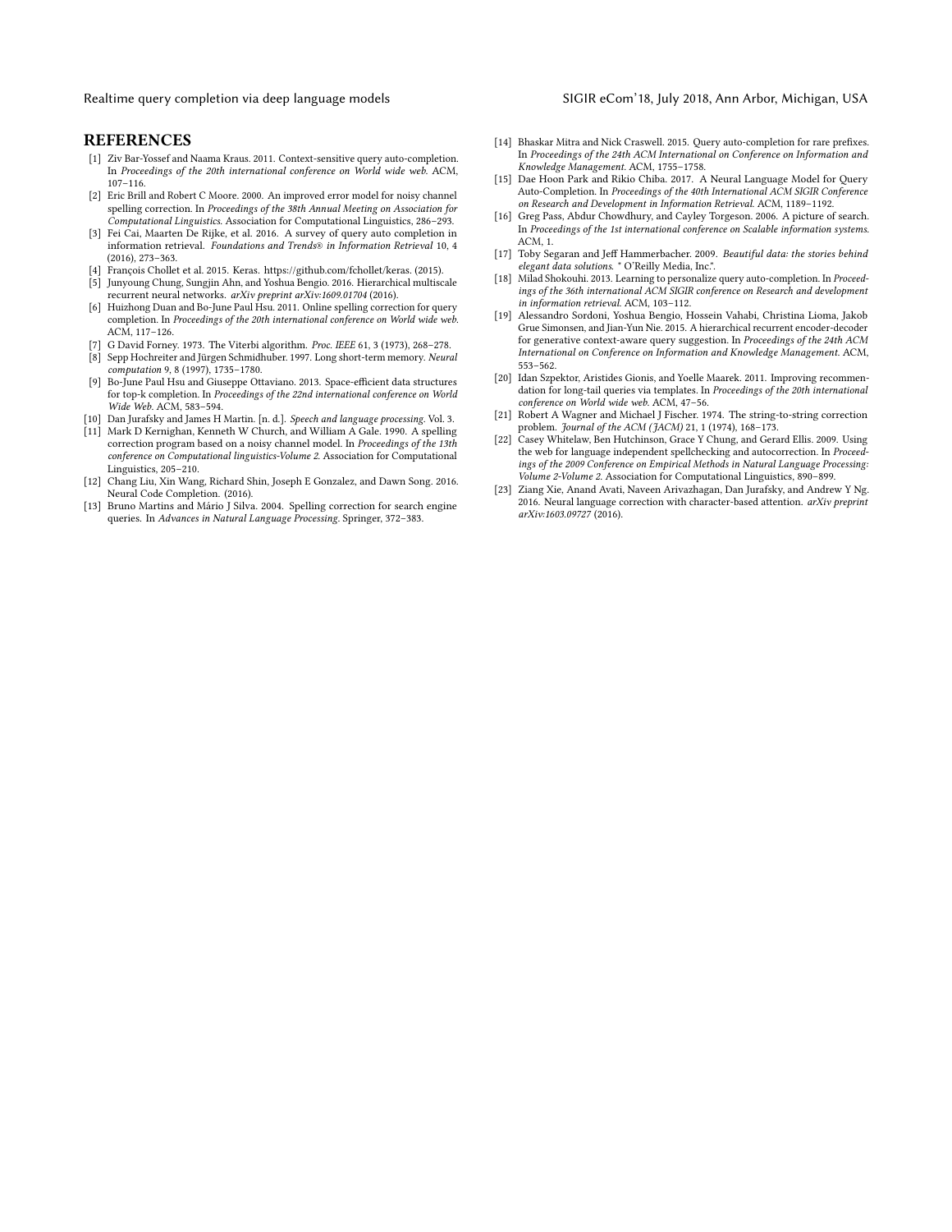## REFERENCES

[1] Ziv Bar-Yossef and Naama Kraus. 2011. Context-sensitive query auto-completion. In *Proceedings of the 20th international conference on World wide web*. ACM, 107–116.

[2] Eric Brill and Robert C Moore. 2000. An improved error model for noisy channel spelling correction. In *Proceedings of the 38th Annual Meeting on Association for Computational Linguistics*. Association for Computational Linguistics, 286–293.

[3] Fei Cai, Maarten De Rijke, et al. 2016. A survey of query auto completion in information retrieval. *Foundations and Trends® in Information Retrieval* 10, 4 (2016), 273–363.

[4] François Chollet et al. 2015. Keras. https://github.com/fchollet/keras. (2015).

[5] Junyoung Chung, Sungjin Ahn, and Yoshua Bengio. 2016. Hierarchical multiscale recurrent neural networks. *arXiv preprint arXiv:1609.01704* (2016).

[6] Huizhong Duan and Bo-June Paul Hsu. 2011. Online spelling correction for query completion. In *Proceedings of the 20th international conference on World wide web*. ACM, 117–126.

[7] G David Forney. 1973. The Viterbi algorithm. *Proc. IEEE* 61, 3 (1973), 268–278.

[8] Sepp Hochreiter and Jürgen Schmidhuber. 1997. Long short-term memory. *Neural computation* 9, 8 (1997), 1735–1780.

[9] Bo-June Paul Hsu and Giuseppe Ottaviano. 2013. Space-efficient data structures for top-k completion. In *Proceedings of the 22nd international conference on World Wide Web*. ACM, 583–594.

[10] Dan Jurafsky and James H Martin. [n. d.]. *Speech and language processing*. Vol. 3.

[11] Mark D Kernighan, Kenneth W Church, and William A Gale. 1990. A spelling correction program based on a noisy channel model. In *Proceedings of the 13th conference on Computational linguistics-Volume 2*. Association for Computational Linguistics, 205–210.

[12] Chang Liu, Xin Wang, Richard Shin, Joseph E Gonzalez, and Dawn Song. 2016. Neural Code Completion. (2016).

[13] Bruno Martins and Mário J Silva. 2004. Spelling correction for search engine queries. In *Advances in Natural Language Processing*. Springer, 372–383.

[14] Bhaskar Mitra and Nick Craswell. 2015. Query auto-completion for rare prefixes. In *Proceedings of the 24th ACM International on Conference on Information and Knowledge Management*. ACM, 1755–1758.

[15] Dae Hoon Park and Rikio Chiba. 2017. A Neural Language Model for Query Auto-Completion. In *Proceedings of the 40th International ACM SIGIR Conference on Research and Development in Information Retrieval*. ACM, 1189–1192.

[16] Greg Pass, Abdur Chowdhury, and Cayley Torgeson. 2006. A picture of search. In *Proceedings of the 1st international conference on Scalable information systems*. ACM, 1.

[17] Toby Segaran and Jeff Hammerbacher. 2009. *Beautiful data: the stories behind elegant data solutions*. " O'Reilly Media, Inc.".

[18] Milad Shokouhi. 2013. Learning to personalize query auto-completion. In *Proceedings of the 36th international ACM SIGIR conference on Research and development in information retrieval*. ACM, 103–112.

[19] Alessandro Sordoni, Yoshua Bengio, Hossein Vahabi, Christina Lioma, Jakob Grue Simonsen, and Jian-Yun Nie. 2015. A hierarchical recurrent encoder-decoder for generative context-aware query suggestion. In *Proceedings of the 24th ACM International on Conference on Information and Knowledge Management*. ACM, 553–562.

[20] Idan Szpektor, Aristides Gionis, and Yoelle Maarek. 2011. Improving recommendation for long-tail queries via templates. In *Proceedings of the 20th international conference on World wide web*. ACM, 47–56.

[21] Robert A Wagner and Michael J Fischer. 1974. The string-to-string correction problem. *Journal of the ACM (JACM)* 21, 1 (1974), 168–173.

[22] Casey Whitelaw, Ben Hutchinson, Grace Y Chung, and Gerard Ellis. 2009. Using the web for language independent spellchecking and autocorrection. In *Proceedings of the 2009 Conference on Empirical Methods in Natural Language Processing: Volume 2-Volume 2*. Association for Computational Linguistics, 890–899.

[23] Ziang Xie, Anand Avati, Naveen Arivazhagan, Dan Jurafsky, and Andrew Y Ng. 2016. Neural language correction with character-based attention. *arXiv preprint arXiv:1603.09727* (2016).